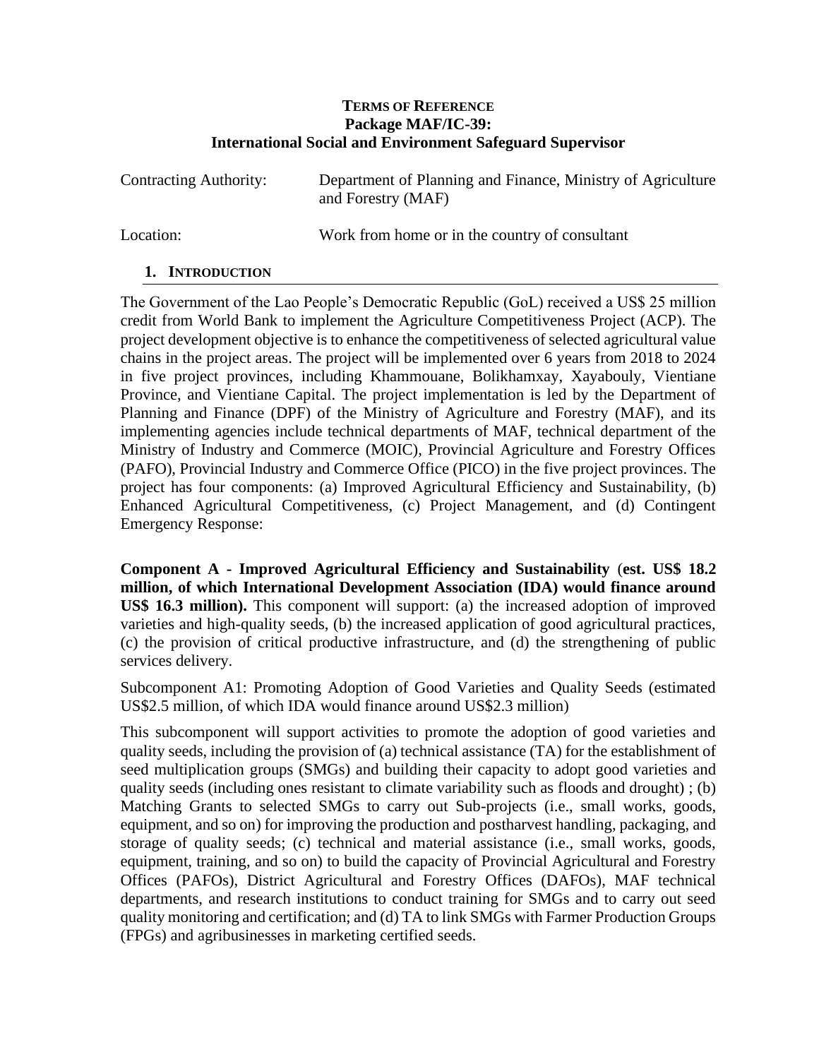# TERMS OF REFERENCE
## Package MAF/IC-39:
## International Social and Environment Safeguard Supervisor

| | |
|---|---|
| Contracting Authority: | Department of Planning and Finance, Ministry of Agriculture and Forestry (MAF) |
| Location: | Work from home or in the country of consultant |

### 1. INTRODUCTION

The Government of the Lao People's Democratic Republic (GoL) received a US$ 25 million credit from World Bank to implement the Agriculture Competitiveness Project (ACP). The project development objective is to enhance the competitiveness of selected agricultural value chains in the project areas. The project will be implemented over 6 years from 2018 to 2024 in five project provinces, including Khammouane, Bolikhamxay, Xayabouly, Vientiane Province, and Vientiane Capital. The project implementation is led by the Department of Planning and Finance (DPF) of the Ministry of Agriculture and Forestry (MAF), and its implementing agencies include technical departments of MAF, technical department of the Ministry of Industry and Commerce (MOIC), Provincial Agriculture and Forestry Offices (PAFO), Provincial Industry and Commerce Office (PICO) in the five project provinces. The project has four components: (a) Improved Agricultural Efficiency and Sustainability, (b) Enhanced Agricultural Competitiveness, (c) Project Management, and (d) Contingent Emergency Response:

**Component A - Improved Agricultural Efficiency and Sustainability (est. US$ 18.2 million, of which International Development Association (IDA) would finance around US$ 16.3 million).** This component will support: (a) the increased adoption of improved varieties and high-quality seeds, (b) the increased application of good agricultural practices, (c) the provision of critical productive infrastructure, and (d) the strengthening of public services delivery.

Subcomponent A1: Promoting Adoption of Good Varieties and Quality Seeds (estimated US$2.5 million, of which IDA would finance around US$2.3 million)

This subcomponent will support activities to promote the adoption of good varieties and quality seeds, including the provision of (a) technical assistance (TA) for the establishment of seed multiplication groups (SMGs) and building their capacity to adopt good varieties and quality seeds (including ones resistant to climate variability such as floods and drought) ; (b) Matching Grants to selected SMGs to carry out Sub-projects (i.e., small works, goods, equipment, and so on) for improving the production and postharvest handling, packaging, and storage of quality seeds; (c) technical and material assistance (i.e., small works, goods, equipment, training, and so on) to build the capacity of Provincial Agricultural and Forestry Offices (PAFOs), District Agricultural and Forestry Offices (DAFOs), MAF technical departments, and research institutions to conduct training for SMGs and to carry out seed quality monitoring and certification; and (d) TA to link SMGs with Farmer Production Groups (FPGs) and agribusinesses in marketing certified seeds.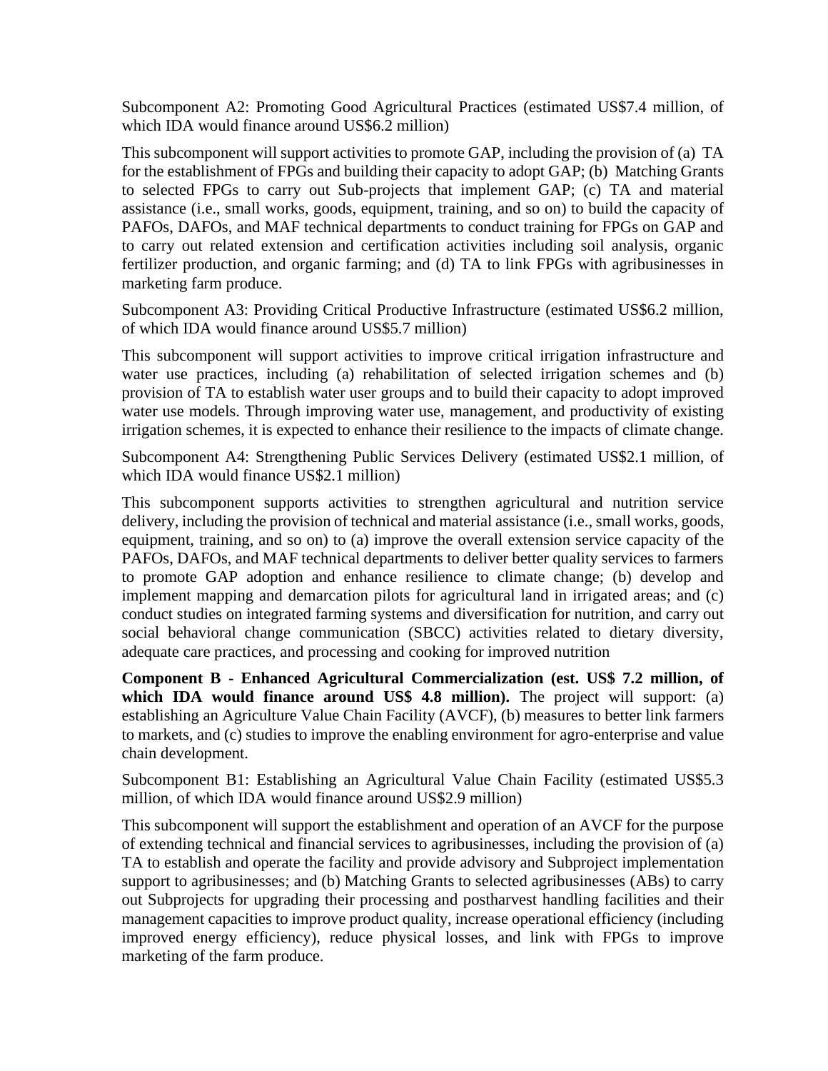Subcomponent A2: Promoting Good Agricultural Practices (estimated US$7.4 million, of which IDA would finance around US$6.2 million)

This subcomponent will support activities to promote GAP, including the provision of (a) TA for the establishment of FPGs and building their capacity to adopt GAP; (b) Matching Grants to selected FPGs to carry out Sub-projects that implement GAP; (c) TA and material assistance (i.e., small works, goods, equipment, training, and so on) to build the capacity of PAFOs, DAFOs, and MAF technical departments to conduct training for FPGs on GAP and to carry out related extension and certification activities including soil analysis, organic fertilizer production, and organic farming; and (d) TA to link FPGs with agribusinesses in marketing farm produce.

Subcomponent A3: Providing Critical Productive Infrastructure (estimated US$6.2 million, of which IDA would finance around US$5.7 million)

This subcomponent will support activities to improve critical irrigation infrastructure and water use practices, including (a) rehabilitation of selected irrigation schemes and (b) provision of TA to establish water user groups and to build their capacity to adopt improved water use models. Through improving water use, management, and productivity of existing irrigation schemes, it is expected to enhance their resilience to the impacts of climate change.

Subcomponent A4: Strengthening Public Services Delivery (estimated US$2.1 million, of which IDA would finance US$2.1 million)

This subcomponent supports activities to strengthen agricultural and nutrition service delivery, including the provision of technical and material assistance (i.e., small works, goods, equipment, training, and so on) to (a) improve the overall extension service capacity of the PAFOs, DAFOs, and MAF technical departments to deliver better quality services to farmers to promote GAP adoption and enhance resilience to climate change; (b) develop and implement mapping and demarcation pilots for agricultural land in irrigated areas; and (c) conduct studies on integrated farming systems and diversification for nutrition, and carry out social behavioral change communication (SBCC) activities related to dietary diversity, adequate care practices, and processing and cooking for improved nutrition

**Component B - Enhanced Agricultural Commercialization (est. US$ 7.2 million, of which IDA would finance around US$ 4.8 million).** The project will support: (a) establishing an Agriculture Value Chain Facility (AVCF), (b) measures to better link farmers to markets, and (c) studies to improve the enabling environment for agro-enterprise and value chain development.

Subcomponent B1: Establishing an Agricultural Value Chain Facility (estimated US$5.3 million, of which IDA would finance around US$2.9 million)

This subcomponent will support the establishment and operation of an AVCF for the purpose of extending technical and financial services to agribusinesses, including the provision of (a) TA to establish and operate the facility and provide advisory and Subproject implementation support to agribusinesses; and (b) Matching Grants to selected agribusinesses (ABs) to carry out Subprojects for upgrading their processing and postharvest handling facilities and their management capacities to improve product quality, increase operational efficiency (including improved energy efficiency), reduce physical losses, and link with FPGs to improve marketing of the farm produce.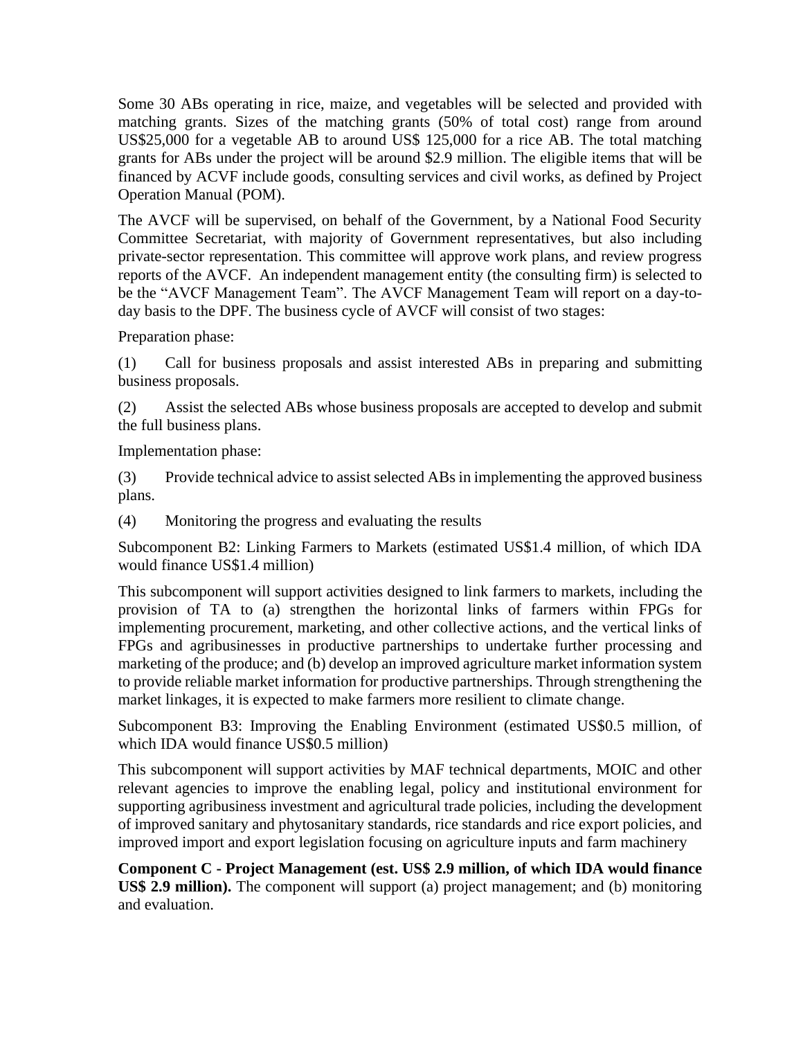Some 30 ABs operating in rice, maize, and vegetables will be selected and provided with matching grants. Sizes of the matching grants (50% of total cost) range from around US$25,000 for a vegetable AB to around US$ 125,000 for a rice AB. The total matching grants for ABs under the project will be around $2.9 million. The eligible items that will be financed by ACVF include goods, consulting services and civil works, as defined by Project Operation Manual (POM).

The AVCF will be supervised, on behalf of the Government, by a National Food Security Committee Secretariat, with majority of Government representatives, but also including private-sector representation. This committee will approve work plans, and review progress reports of the AVCF. An independent management entity (the consulting firm) is selected to be the "AVCF Management Team". The AVCF Management Team will report on a day-to-day basis to the DPF. The business cycle of AVCF will consist of two stages:

Preparation phase:

(1) Call for business proposals and assist interested ABs in preparing and submitting business proposals.

(2) Assist the selected ABs whose business proposals are accepted to develop and submit the full business plans.

Implementation phase:

(3) Provide technical advice to assist selected ABs in implementing the approved business plans.

(4) Monitoring the progress and evaluating the results

Subcomponent B2: Linking Farmers to Markets (estimated US$1.4 million, of which IDA would finance US$1.4 million)

This subcomponent will support activities designed to link farmers to markets, including the provision of TA to (a) strengthen the horizontal links of farmers within FPGs for implementing procurement, marketing, and other collective actions, and the vertical links of FPGs and agribusinesses in productive partnerships to undertake further processing and marketing of the produce; and (b) develop an improved agriculture market information system to provide reliable market information for productive partnerships. Through strengthening the market linkages, it is expected to make farmers more resilient to climate change.

Subcomponent B3: Improving the Enabling Environment (estimated US$0.5 million, of which IDA would finance US$0.5 million)

This subcomponent will support activities by MAF technical departments, MOIC and other relevant agencies to improve the enabling legal, policy and institutional environment for supporting agribusiness investment and agricultural trade policies, including the development of improved sanitary and phytosanitary standards, rice standards and rice export policies, and improved import and export legislation focusing on agriculture inputs and farm machinery

**Component C - Project Management (est. US$ 2.9 million, of which IDA would finance US$ 2.9 million).** The component will support (a) project management; and (b) monitoring and evaluation.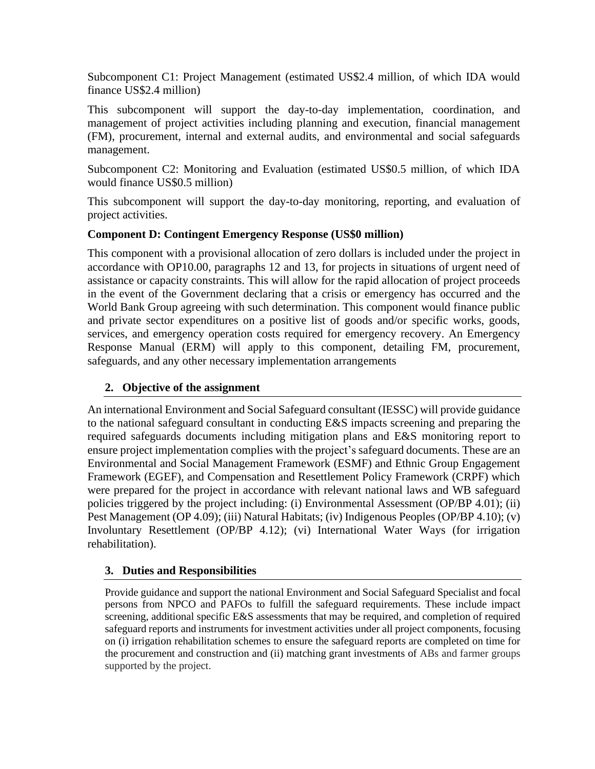Subcomponent C1: Project Management (estimated US$2.4 million, of which IDA would finance US$2.4 million)

This subcomponent will support the day-to-day implementation, coordination, and management of project activities including planning and execution, financial management (FM), procurement, internal and external audits, and environmental and social safeguards management.

Subcomponent C2: Monitoring and Evaluation (estimated US$0.5 million, of which IDA would finance US$0.5 million)

This subcomponent will support the day-to-day monitoring, reporting, and evaluation of project activities.

**Component D: Contingent Emergency Response (US$0 million)**

This component with a provisional allocation of zero dollars is included under the project in accordance with OP10.00, paragraphs 12 and 13, for projects in situations of urgent need of assistance or capacity constraints. This will allow for the rapid allocation of project proceeds in the event of the Government declaring that a crisis or emergency has occurred and the World Bank Group agreeing with such determination. This component would finance public and private sector expenditures on a positive list of goods and/or specific works, goods, services, and emergency operation costs required for emergency recovery. An Emergency Response Manual (ERM) will apply to this component, detailing FM, procurement, safeguards, and any other necessary implementation arrangements

## 2. Objective of the assignment

An international Environment and Social Safeguard consultant (IESSC) will provide guidance to the national safeguard consultant in conducting E&S impacts screening and preparing the required safeguards documents including mitigation plans and E&S monitoring report to ensure project implementation complies with the project's safeguard documents. These are an Environmental and Social Management Framework (ESMF) and Ethnic Group Engagement Framework (EGEF), and Compensation and Resettlement Policy Framework (CRPF) which were prepared for the project in accordance with relevant national laws and WB safeguard policies triggered by the project including: (i) Environmental Assessment (OP/BP 4.01); (ii) Pest Management (OP 4.09); (iii) Natural Habitats; (iv) Indigenous Peoples (OP/BP 4.10); (v) Involuntary Resettlement (OP/BP 4.12); (vi) International Water Ways (for irrigation rehabilitation).

## 3. Duties and Responsibilities

Provide guidance and support the national Environment and Social Safeguard Specialist and focal persons from NPCO and PAFOs to fulfill the safeguard requirements. These include impact screening, additional specific E&S assessments that may be required, and completion of required safeguard reports and instruments for investment activities under all project components, focusing on (i) irrigation rehabilitation schemes to ensure the safeguard reports are completed on time for the procurement and construction and (ii) matching grant investments of ABs and farmer groups supported by the project.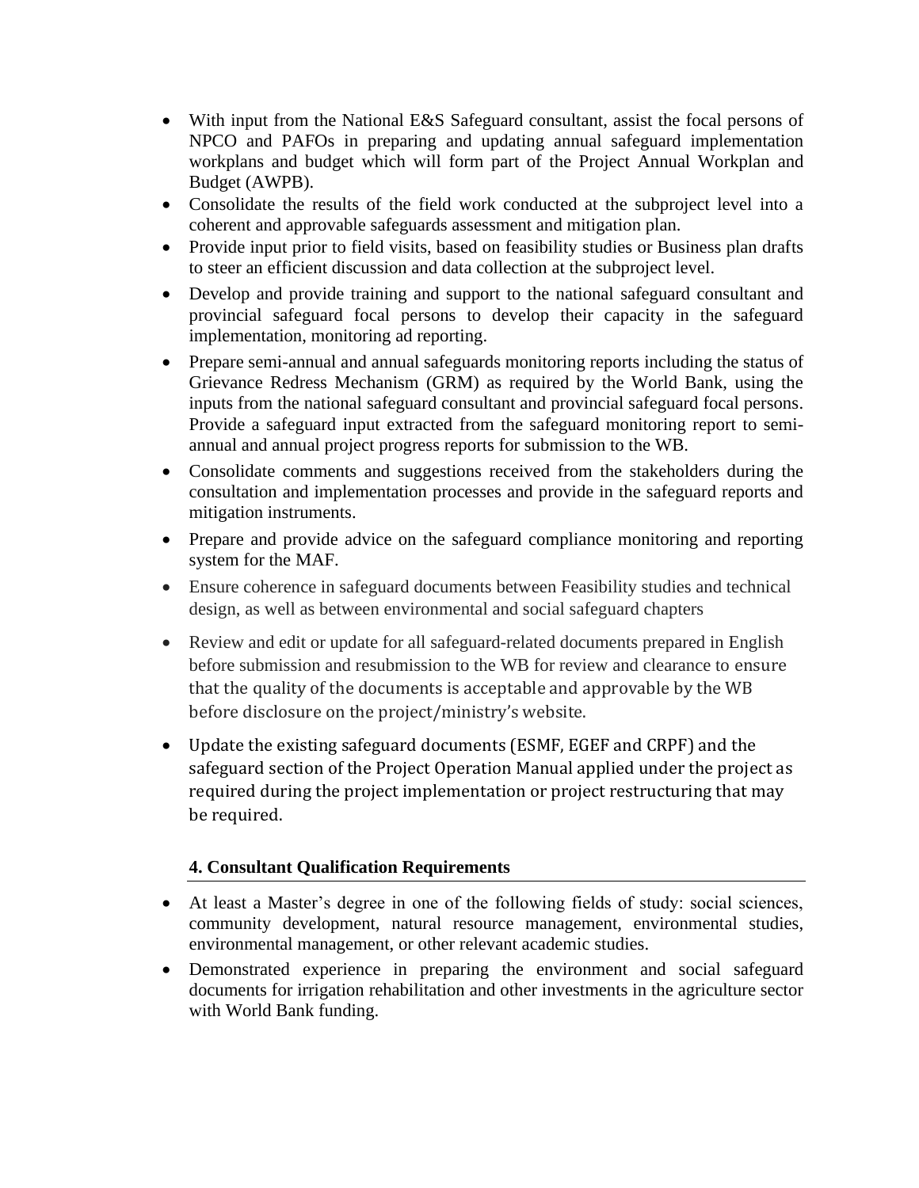- With input from the National E&S Safeguard consultant, assist the focal persons of NPCO and PAFOs in preparing and updating annual safeguard implementation workplans and budget which will form part of the Project Annual Workplan and Budget (AWPB).
- Consolidate the results of the field work conducted at the subproject level into a coherent and approvable safeguards assessment and mitigation plan.
- Provide input prior to field visits, based on feasibility studies or Business plan drafts to steer an efficient discussion and data collection at the subproject level.
- Develop and provide training and support to the national safeguard consultant and provincial safeguard focal persons to develop their capacity in the safeguard implementation, monitoring ad reporting.
- Prepare semi-annual and annual safeguards monitoring reports including the status of Grievance Redress Mechanism (GRM) as required by the World Bank, using the inputs from the national safeguard consultant and provincial safeguard focal persons. Provide a safeguard input extracted from the safeguard monitoring report to semi-annual and annual project progress reports for submission to the WB.
- Consolidate comments and suggestions received from the stakeholders during the consultation and implementation processes and provide in the safeguard reports and mitigation instruments.
- Prepare and provide advice on the safeguard compliance monitoring and reporting system for the MAF.
- Ensure coherence in safeguard documents between Feasibility studies and technical design, as well as between environmental and social safeguard chapters
- Review and edit or update for all safeguard-related documents prepared in English before submission and resubmission to the WB for review and clearance to ensure that the quality of the documents is acceptable and approvable by the WB before disclosure on the project/ministry's website.
- Update the existing safeguard documents (ESMF, EGEF and CRPF) and the safeguard section of the Project Operation Manual applied under the project as required during the project implementation or project restructuring that may be required.

### 4. Consultant Qualification Requirements

- At least a Master's degree in one of the following fields of study: social sciences, community development, natural resource management, environmental studies, environmental management, or other relevant academic studies.
- Demonstrated experience in preparing the environment and social safeguard documents for irrigation rehabilitation and other investments in the agriculture sector with World Bank funding.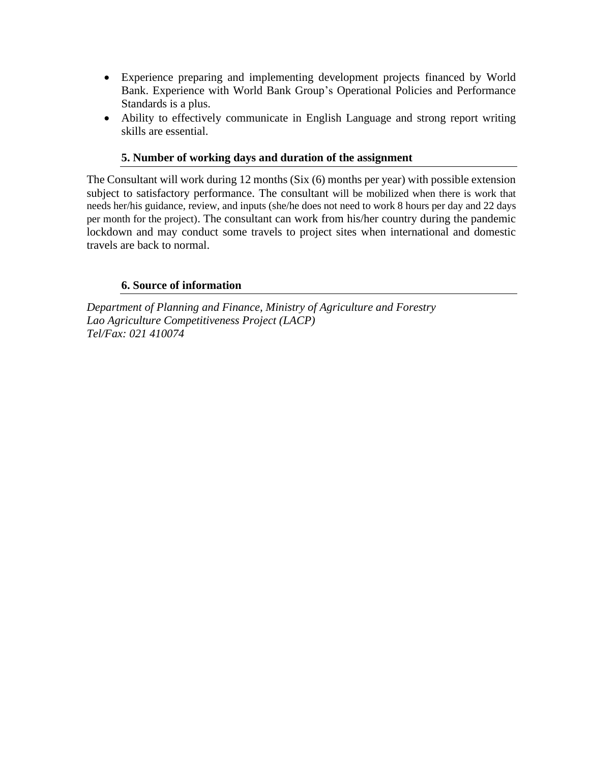- Experience preparing and implementing development projects financed by World Bank. Experience with World Bank Group's Operational Policies and Performance Standards is a plus.
- Ability to effectively communicate in English Language and strong report writing skills are essential.

### 5. Number of working days and duration of the assignment

The Consultant will work during 12 months (Six (6) months per year) with possible extension subject to satisfactory performance. The consultant will be mobilized when there is work that needs her/his guidance, review, and inputs (she/he does not need to work 8 hours per day and 22 days per month for the project). The consultant can work from his/her country during the pandemic lockdown and may conduct some travels to project sites when international and domestic travels are back to normal.

### 6. Source of information

*Department of Planning and Finance, Ministry of Agriculture and Forestry*
*Lao Agriculture Competitiveness Project (LACP)*
*Tel/Fax: 021 410074*